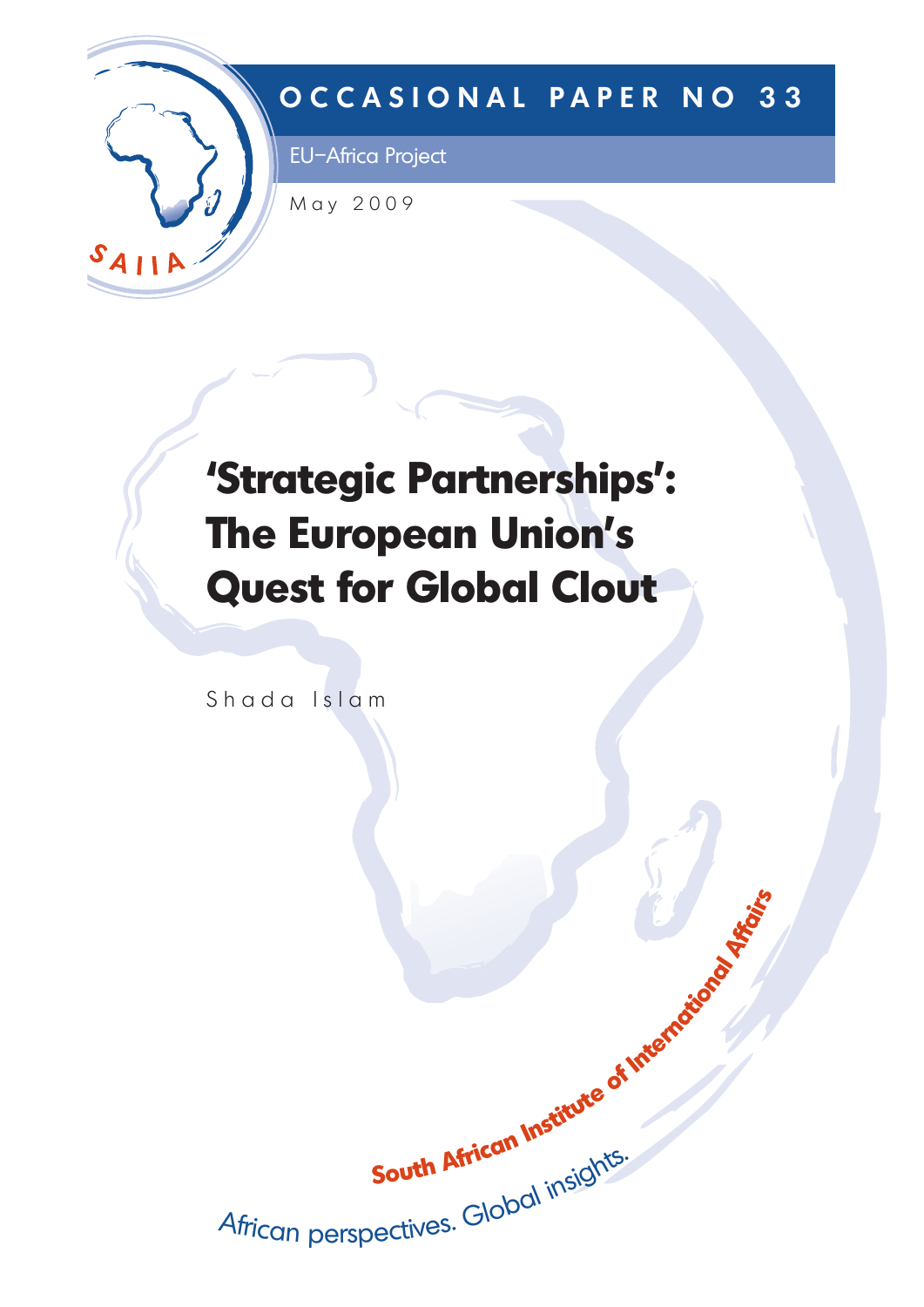OCCASIONAL PAPER NO 33

EU–Africa Project

May 2009

# 'Strategic Partnerships': The European Union's Quest for Global Clout

Shada Islam

South African Institute of International Affairs

African perspectives. Global insights.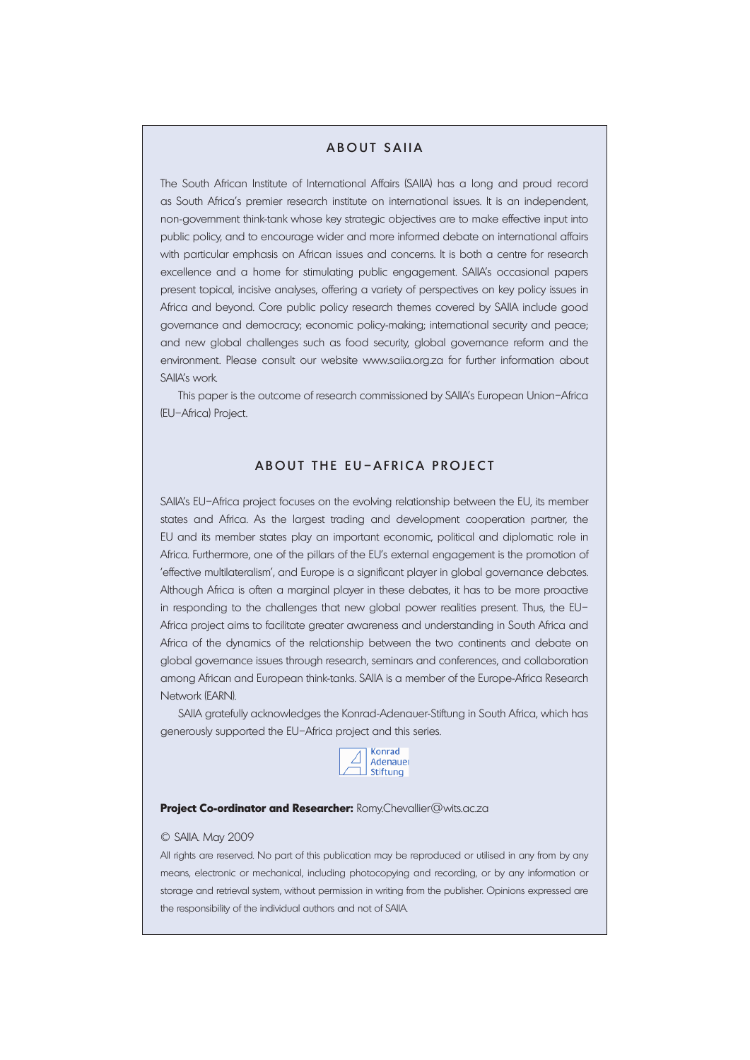## ABOUT SAIIA

The South African Institute of International Affairs (SAIIA) has a long and proud record as South Africa's premier research institute on international issues. It is an independent, non-government think-tank whose key strategic objectives are to make effective input into public policy, and to encourage wider and more informed debate on international affairs with particular emphasis on African issues and concerns. It is both a centre for research excellence and a home for stimulating public engagement. SAIIA's occasional papers present topical, incisive analyses, offering a variety of perspectives on key policy issues in Africa and beyond. Core public policy research themes covered by SAIIA include good governance and democracy; economic policy-making; international security and peace; and new global challenges such as food security, global governance reform and the environment. Please consult our website www.saiia.org.za for further information about SAIIA's work.

This paper is the outcome of research commissioned by SAIIA's European Union–Africa (EU–Africa) Project.

## ABOUT THE EU–AFRICA PROJECT

SAIIA's EU–Africa project focuses on the evolving relationship between the EU, its member states and Africa. As the largest trading and development cooperation partner, the EU and its member states play an important economic, political and diplomatic role in Africa. Furthermore, one of the pillars of the EU's external engagement is the promotion of 'effective multilateralism', and Europe is a significant player in global governance debates. Although Africa is often a marginal player in these debates, it has to be more proactive in responding to the challenges that new global power realities present. Thus, the EU–Africa project aims to facilitate greater awareness and understanding in South Africa and Africa of the dynamics of the relationship between the two continents and debate on global governance issues through research, seminars and conferences, and collaboration among African and European think-tanks. SAIIA is a member of the Europe-Africa Research Network (EARN).

SAIIA gratefully acknowledges the Konrad-Adenauer-Stiftung in South Africa, which has generously supported the EU–Africa project and this series.

Konrad Adenauer Stiftung

**Project Co-ordinator and Researcher:** Romy.Chevallier@wits.ac.za

© SAIIA. May 2009

All rights are reserved. No part of this publication may be reproduced or utilised in any from by any means, electronic or mechanical, including photocopying and recording, or by any information or storage and retrieval system, without permission in writing from the publisher. Opinions expressed are the responsibility of the individual authors and not of SAIIA.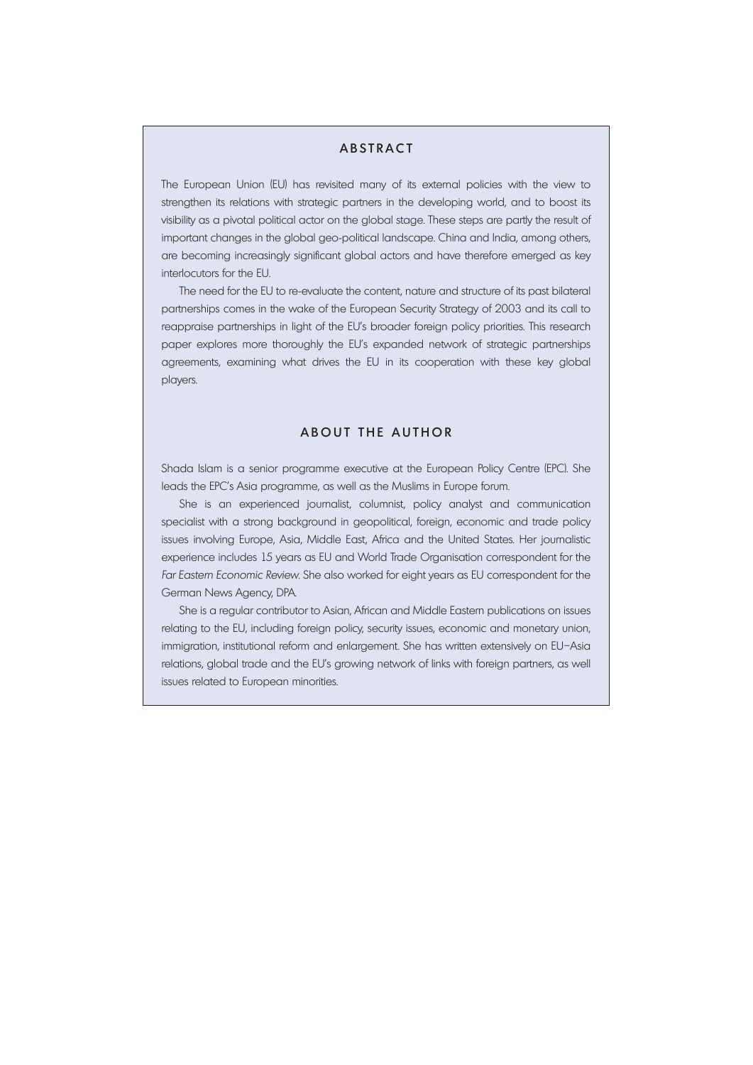## ABSTRACT

The European Union (EU) has revisited many of its external policies with the view to strengthen its relations with strategic partners in the developing world, and to boost its visibility as a pivotal political actor on the global stage. These steps are partly the result of important changes in the global geo-political landscape. China and India, among others, are becoming increasingly significant global actors and have therefore emerged as key interlocutors for the EU.

The need for the EU to re-evaluate the content, nature and structure of its past bilateral partnerships comes in the wake of the European Security Strategy of 2003 and its call to reappraise partnerships in light of the EU's broader foreign policy priorities. This research paper explores more thoroughly the EU's expanded network of strategic partnerships agreements, examining what drives the EU in its cooperation with these key global players.

## ABOUT THE AUTHOR

Shada Islam is a senior programme executive at the European Policy Centre (EPC). She leads the EPC's Asia programme, as well as the Muslims in Europe forum.

She is an experienced journalist, columnist, policy analyst and communication specialist with a strong background in geopolitical, foreign, economic and trade policy issues involving Europe, Asia, Middle East, Africa and the United States. Her journalistic experience includes 15 years as EU and World Trade Organisation correspondent for the *Far Eastern Economic Review*. She also worked for eight years as EU correspondent for the German News Agency, DPA.

She is a regular contributor to Asian, African and Middle Eastern publications on issues relating to the EU, including foreign policy, security issues, economic and monetary union, immigration, institutional reform and enlargement. She has written extensively on EU–Asia relations, global trade and the EU's growing network of links with foreign partners, as well issues related to European minorities.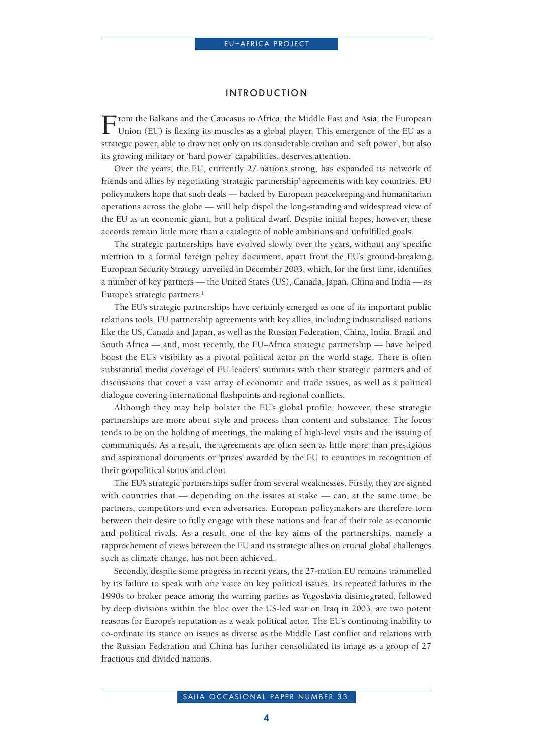## INTRODUCTION

From the Balkans and the Caucasus to Africa, the Middle East and Asia, the European Union (EU) is flexing its muscles as a global player. This emergence of the EU as a strategic power, able to draw not only on its considerable civilian and 'soft power', but also its growing military or 'hard power' capabilities, deserves attention.

Over the years, the EU, currently 27 nations strong, has expanded its network of friends and allies by negotiating 'strategic partnership' agreements with key countries. EU policymakers hope that such deals — backed by European peacekeeping and humanitarian operations across the globe — will help dispel the long-standing and widespread view of the EU as an economic giant, but a political dwarf. Despite initial hopes, however, these accords remain little more than a catalogue of noble ambitions and unfulfilled goals.

The strategic partnerships have evolved slowly over the years, without any specific mention in a formal foreign policy document, apart from the EU's ground-breaking European Security Strategy unveiled in December 2003, which, for the first time, identifies a number of key partners — the United States (US), Canada, Japan, China and India — as Europe's strategic partners.[1]

The EU's strategic partnerships have certainly emerged as one of its important public relations tools. EU partnership agreements with key allies, including industrialised nations like the US, Canada and Japan, as well as the Russian Federation, China, India, Brazil and South Africa — and, most recently, the EU–Africa strategic partnership — have helped boost the EU's visibility as a pivotal political actor on the world stage. There is often substantial media coverage of EU leaders' summits with their strategic partners and of discussions that cover a vast array of economic and trade issues, as well as a political dialogue covering international flashpoints and regional conflicts.

Although they may help bolster the EU's global profile, however, these strategic partnerships are more about style and process than content and substance. The focus tends to be on the holding of meetings, the making of high-level visits and the issuing of communiqués. As a result, the agreements are often seen as little more than prestigious and aspirational documents or 'prizes' awarded by the EU to countries in recognition of their geopolitical status and clout.

The EU's strategic partnerships suffer from several weaknesses. Firstly, they are signed with countries that — depending on the issues at stake — can, at the same time, be partners, competitors and even adversaries. European policymakers are therefore torn between their desire to fully engage with these nations and fear of their role as economic and political rivals. As a result, one of the key aims of the partnerships, namely a rapprochement of views between the EU and its strategic allies on crucial global challenges such as climate change, has not been achieved.

Secondly, despite some progress in recent years, the 27-nation EU remains trammelled by its failure to speak with one voice on key political issues. Its repeated failures in the 1990s to broker peace among the warring parties as Yugoslavia disintegrated, followed by deep divisions within the bloc over the US-led war on Iraq in 2003, are two potent reasons for Europe's reputation as a weak political actor. The EU's continuing inability to co-ordinate its stance on issues as diverse as the Middle East conflict and relations with the Russian Federation and China has further consolidated its image as a group of 27 fractious and divided nations.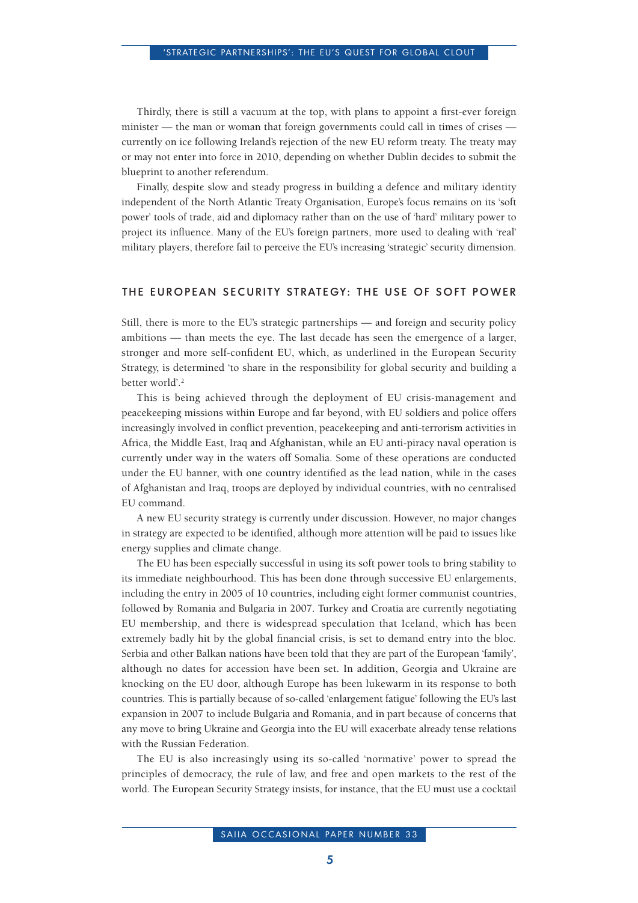Thirdly, there is still a vacuum at the top, with plans to appoint a first-ever foreign minister — the man or woman that foreign governments could call in times of crises — currently on ice following Ireland's rejection of the new EU reform treaty. The treaty may or may not enter into force in 2010, depending on whether Dublin decides to submit the blueprint to another referendum.

Finally, despite slow and steady progress in building a defence and military identity independent of the North Atlantic Treaty Organisation, Europe's focus remains on its 'soft power' tools of trade, aid and diplomacy rather than on the use of 'hard' military power to project its influence. Many of the EU's foreign partners, more used to dealing with 'real' military players, therefore fail to perceive the EU's increasing 'strategic' security dimension.

## THE EUROPEAN SECURITY STRATEGY: THE USE OF SOFT POWER

Still, there is more to the EU's strategic partnerships — and foreign and security policy ambitions — than meets the eye. The last decade has seen the emergence of a larger, stronger and more self-confident EU, which, as underlined in the European Security Strategy, is determined 'to share in the responsibility for global security and building a better world'.[2]

This is being achieved through the deployment of EU crisis-management and peacekeeping missions within Europe and far beyond, with EU soldiers and police offers increasingly involved in conflict prevention, peacekeeping and anti-terrorism activities in Africa, the Middle East, Iraq and Afghanistan, while an EU anti-piracy naval operation is currently under way in the waters off Somalia. Some of these operations are conducted under the EU banner, with one country identified as the lead nation, while in the cases of Afghanistan and Iraq, troops are deployed by individual countries, with no centralised EU command.

A new EU security strategy is currently under discussion. However, no major changes in strategy are expected to be identified, although more attention will be paid to issues like energy supplies and climate change.

The EU has been especially successful in using its soft power tools to bring stability to its immediate neighbourhood. This has been done through successive EU enlargements, including the entry in 2005 of 10 countries, including eight former communist countries, followed by Romania and Bulgaria in 2007. Turkey and Croatia are currently negotiating EU membership, and there is widespread speculation that Iceland, which has been extremely badly hit by the global financial crisis, is set to demand entry into the bloc. Serbia and other Balkan nations have been told that they are part of the European 'family', although no dates for accession have been set. In addition, Georgia and Ukraine are knocking on the EU door, although Europe has been lukewarm in its response to both countries. This is partially because of so-called 'enlargement fatigue' following the EU's last expansion in 2007 to include Bulgaria and Romania, and in part because of concerns that any move to bring Ukraine and Georgia into the EU will exacerbate already tense relations with the Russian Federation.

The EU is also increasingly using its so-called 'normative' power to spread the principles of democracy, the rule of law, and free and open markets to the rest of the world. The European Security Strategy insists, for instance, that the EU must use a cocktail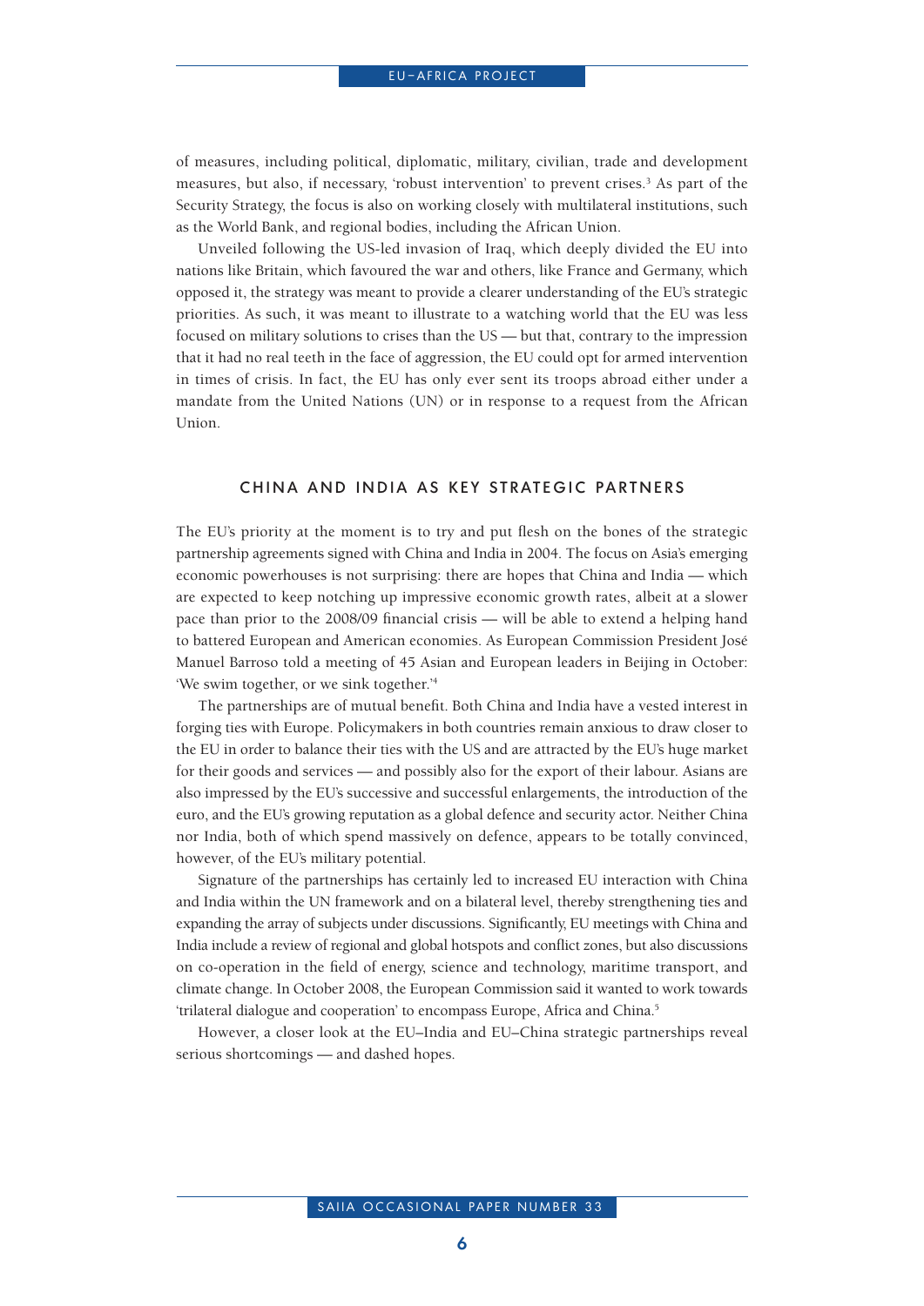of measures, including political, diplomatic, military, civilian, trade and development measures, but also, if necessary, 'robust intervention' to prevent crises.[3] As part of the Security Strategy, the focus is also on working closely with multilateral institutions, such as the World Bank, and regional bodies, including the African Union.

Unveiled following the US-led invasion of Iraq, which deeply divided the EU into nations like Britain, which favoured the war and others, like France and Germany, which opposed it, the strategy was meant to provide a clearer understanding of the EU's strategic priorities. As such, it was meant to illustrate to a watching world that the EU was less focused on military solutions to crises than the US — but that, contrary to the impression that it had no real teeth in the face of aggression, the EU could opt for armed intervention in times of crisis. In fact, the EU has only ever sent its troops abroad either under a mandate from the United Nations (UN) or in response to a request from the African Union.

## CHINA AND INDIA AS KEY STRATEGIC PARTNERS

The EU's priority at the moment is to try and put flesh on the bones of the strategic partnership agreements signed with China and India in 2004. The focus on Asia's emerging economic powerhouses is not surprising: there are hopes that China and India — which are expected to keep notching up impressive economic growth rates, albeit at a slower pace than prior to the 2008/09 financial crisis — will be able to extend a helping hand to battered European and American economies. As European Commission President José Manuel Barroso told a meeting of 45 Asian and European leaders in Beijing in October: 'We swim together, or we sink together.'[4]

The partnerships are of mutual benefit. Both China and India have a vested interest in forging ties with Europe. Policymakers in both countries remain anxious to draw closer to the EU in order to balance their ties with the US and are attracted by the EU's huge market for their goods and services — and possibly also for the export of their labour. Asians are also impressed by the EU's successive and successful enlargements, the introduction of the euro, and the EU's growing reputation as a global defence and security actor. Neither China nor India, both of which spend massively on defence, appears to be totally convinced, however, of the EU's military potential.

Signature of the partnerships has certainly led to increased EU interaction with China and India within the UN framework and on a bilateral level, thereby strengthening ties and expanding the array of subjects under discussions. Significantly, EU meetings with China and India include a review of regional and global hotspots and conflict zones, but also discussions on co-operation in the field of energy, science and technology, maritime transport, and climate change. In October 2008, the European Commission said it wanted to work towards 'trilateral dialogue and cooperation' to encompass Europe, Africa and China.[5]

However, a closer look at the EU–India and EU–China strategic partnerships reveal serious shortcomings — and dashed hopes.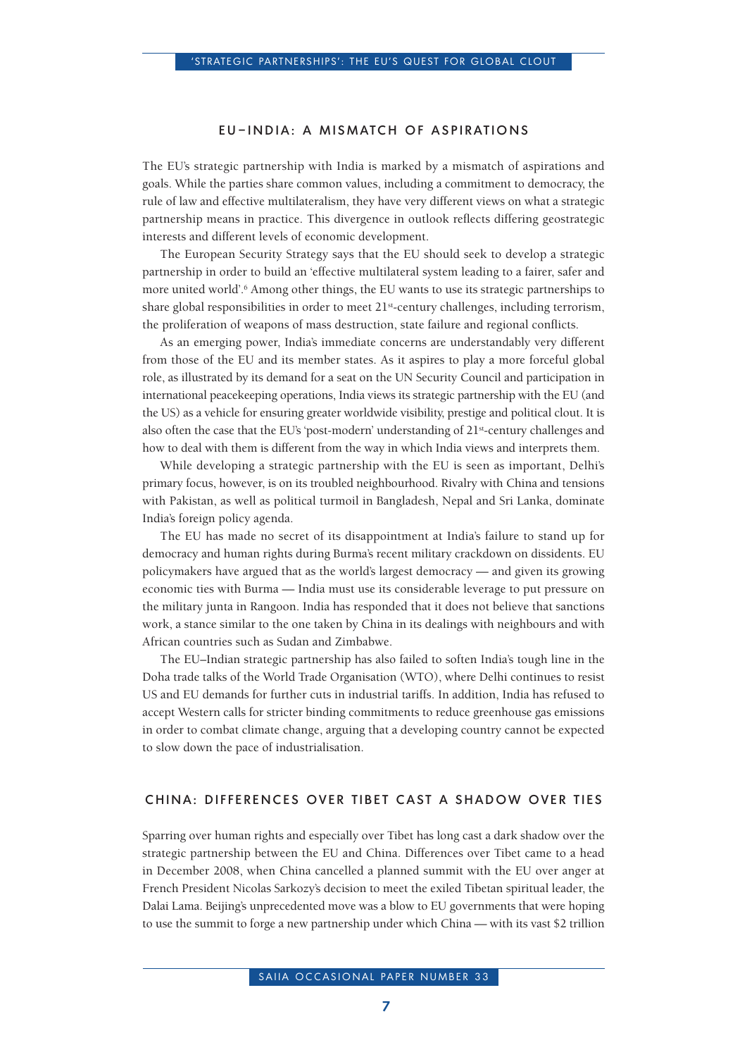## EU–INDIA: A MISMATCH OF ASPIRATIONS

The EU's strategic partnership with India is marked by a mismatch of aspirations and goals. While the parties share common values, including a commitment to democracy, the rule of law and effective multilateralism, they have very different views on what a strategic partnership means in practice. This divergence in outlook reflects differing geostrategic interests and different levels of economic development.

The European Security Strategy says that the EU should seek to develop a strategic partnership in order to build an 'effective multilateral system leading to a fairer, safer and more united world'.[6] Among other things, the EU wants to use its strategic partnerships to share global responsibilities in order to meet 21st-century challenges, including terrorism, the proliferation of weapons of mass destruction, state failure and regional conflicts.

As an emerging power, India's immediate concerns are understandably very different from those of the EU and its member states. As it aspires to play a more forceful global role, as illustrated by its demand for a seat on the UN Security Council and participation in international peacekeeping operations, India views its strategic partnership with the EU (and the US) as a vehicle for ensuring greater worldwide visibility, prestige and political clout. It is also often the case that the EU's 'post-modern' understanding of 21st-century challenges and how to deal with them is different from the way in which India views and interprets them.

While developing a strategic partnership with the EU is seen as important, Delhi's primary focus, however, is on its troubled neighbourhood. Rivalry with China and tensions with Pakistan, as well as political turmoil in Bangladesh, Nepal and Sri Lanka, dominate India's foreign policy agenda.

The EU has made no secret of its disappointment at India's failure to stand up for democracy and human rights during Burma's recent military crackdown on dissidents. EU policymakers have argued that as the world's largest democracy — and given its growing economic ties with Burma — India must use its considerable leverage to put pressure on the military junta in Rangoon. India has responded that it does not believe that sanctions work, a stance similar to the one taken by China in its dealings with neighbours and with African countries such as Sudan and Zimbabwe.

The EU–Indian strategic partnership has also failed to soften India's tough line in the Doha trade talks of the World Trade Organisation (WTO), where Delhi continues to resist US and EU demands for further cuts in industrial tariffs. In addition, India has refused to accept Western calls for stricter binding commitments to reduce greenhouse gas emissions in order to combat climate change, arguing that a developing country cannot be expected to slow down the pace of industrialisation.

## CHINA: DIFFERENCES OVER TIBET CAST A SHADOW OVER TIES

Sparring over human rights and especially over Tibet has long cast a dark shadow over the strategic partnership between the EU and China. Differences over Tibet came to a head in December 2008, when China cancelled a planned summit with the EU over anger at French President Nicolas Sarkozy's decision to meet the exiled Tibetan spiritual leader, the Dalai Lama. Beijing's unprecedented move was a blow to EU governments that were hoping to use the summit to forge a new partnership under which China — with its vast $2 trillion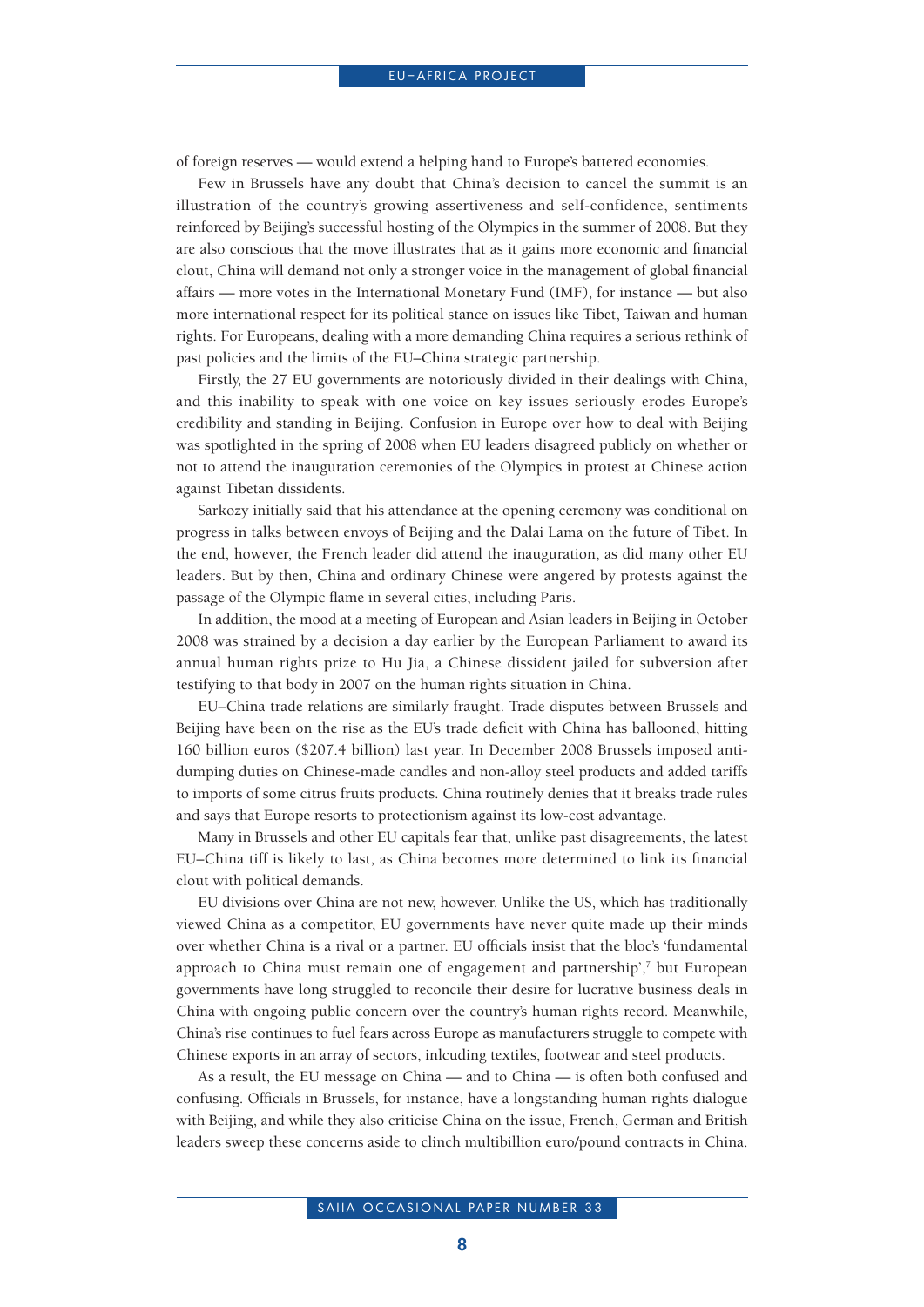of foreign reserves — would extend a helping hand to Europe's battered economies.

Few in Brussels have any doubt that China's decision to cancel the summit is an illustration of the country's growing assertiveness and self-confidence, sentiments reinforced by Beijing's successful hosting of the Olympics in the summer of 2008. But they are also conscious that the move illustrates that as it gains more economic and financial clout, China will demand not only a stronger voice in the management of global financial affairs — more votes in the International Monetary Fund (IMF), for instance — but also more international respect for its political stance on issues like Tibet, Taiwan and human rights. For Europeans, dealing with a more demanding China requires a serious rethink of past policies and the limits of the EU–China strategic partnership.

Firstly, the 27 EU governments are notoriously divided in their dealings with China, and this inability to speak with one voice on key issues seriously erodes Europe's credibility and standing in Beijing. Confusion in Europe over how to deal with Beijing was spotlighted in the spring of 2008 when EU leaders disagreed publicly on whether or not to attend the inauguration ceremonies of the Olympics in protest at Chinese action against Tibetan dissidents.

Sarkozy initially said that his attendance at the opening ceremony was conditional on progress in talks between envoys of Beijing and the Dalai Lama on the future of Tibet. In the end, however, the French leader did attend the inauguration, as did many other EU leaders. But by then, China and ordinary Chinese were angered by protests against the passage of the Olympic flame in several cities, including Paris.

In addition, the mood at a meeting of European and Asian leaders in Beijing in October 2008 was strained by a decision a day earlier by the European Parliament to award its annual human rights prize to Hu Jia, a Chinese dissident jailed for subversion after testifying to that body in 2007 on the human rights situation in China.

EU–China trade relations are similarly fraught. Trade disputes between Brussels and Beijing have been on the rise as the EU's trade deficit with China has ballooned, hitting 160 billion euros ($207.4 billion) last year. In December 2008 Brussels imposed anti-dumping duties on Chinese-made candles and non-alloy steel products and added tariffs to imports of some citrus fruits products. China routinely denies that it breaks trade rules and says that Europe resorts to protectionism against its low-cost advantage.

Many in Brussels and other EU capitals fear that, unlike past disagreements, the latest EU–China tiff is likely to last, as China becomes more determined to link its financial clout with political demands.

EU divisions over China are not new, however. Unlike the US, which has traditionally viewed China as a competitor, EU governments have never quite made up their minds over whether China is a rival or a partner. EU officials insist that the bloc's 'fundamental approach to China must remain one of engagement and partnership',[7] but European governments have long struggled to reconcile their desire for lucrative business deals in China with ongoing public concern over the country's human rights record. Meanwhile, China's rise continues to fuel fears across Europe as manufacturers struggle to compete with Chinese exports in an array of sectors, inlcuding textiles, footwear and steel products.

As a result, the EU message on China — and to China — is often both confused and confusing. Officials in Brussels, for instance, have a longstanding human rights dialogue with Beijing, and while they also criticise China on the issue, French, German and British leaders sweep these concerns aside to clinch multibillion euro/pound contracts in China.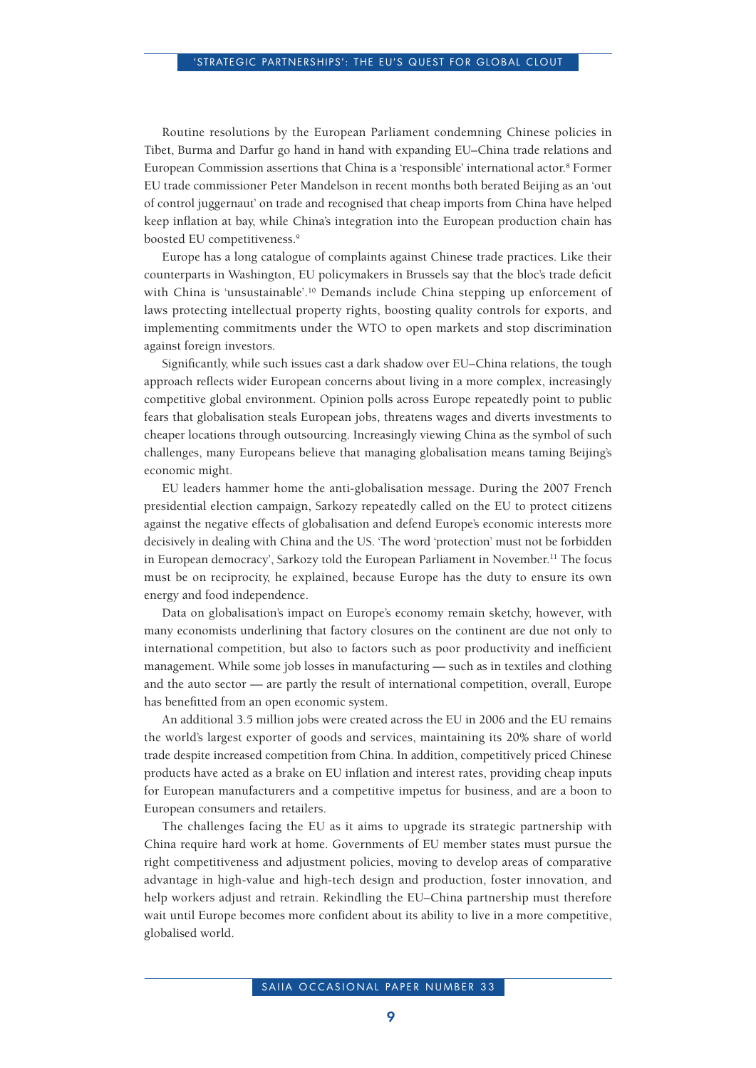Routine resolutions by the European Parliament condemning Chinese policies in Tibet, Burma and Darfur go hand in hand with expanding EU–China trade relations and European Commission assertions that China is a 'responsible' international actor.[8] Former EU trade commissioner Peter Mandelson in recent months both berated Beijing as an 'out of control juggernaut' on trade and recognised that cheap imports from China have helped keep inflation at bay, while China's integration into the European production chain has boosted EU competitiveness.[9]

Europe has a long catalogue of complaints against Chinese trade practices. Like their counterparts in Washington, EU policymakers in Brussels say that the bloc's trade deficit with China is 'unsustainable'.[10] Demands include China stepping up enforcement of laws protecting intellectual property rights, boosting quality controls for exports, and implementing commitments under the WTO to open markets and stop discrimination against foreign investors.

Significantly, while such issues cast a dark shadow over EU–China relations, the tough approach reflects wider European concerns about living in a more complex, increasingly competitive global environment. Opinion polls across Europe repeatedly point to public fears that globalisation steals European jobs, threatens wages and diverts investments to cheaper locations through outsourcing. Increasingly viewing China as the symbol of such challenges, many Europeans believe that managing globalisation means taming Beijing's economic might.

EU leaders hammer home the anti-globalisation message. During the 2007 French presidential election campaign, Sarkozy repeatedly called on the EU to protect citizens against the negative effects of globalisation and defend Europe's economic interests more decisively in dealing with China and the US. 'The word 'protection' must not be forbidden in European democracy', Sarkozy told the European Parliament in November.[11] The focus must be on reciprocity, he explained, because Europe has the duty to ensure its own energy and food independence.

Data on globalisation's impact on Europe's economy remain sketchy, however, with many economists underlining that factory closures on the continent are due not only to international competition, but also to factors such as poor productivity and inefficient management. While some job losses in manufacturing — such as in textiles and clothing and the auto sector — are partly the result of international competition, overall, Europe has benefitted from an open economic system.

An additional 3.5 million jobs were created across the EU in 2006 and the EU remains the world's largest exporter of goods and services, maintaining its 20% share of world trade despite increased competition from China. In addition, competitively priced Chinese products have acted as a brake on EU inflation and interest rates, providing cheap inputs for European manufacturers and a competitive impetus for business, and are a boon to European consumers and retailers.

The challenges facing the EU as it aims to upgrade its strategic partnership with China require hard work at home. Governments of EU member states must pursue the right competitiveness and adjustment policies, moving to develop areas of comparative advantage in high-value and high-tech design and production, foster innovation, and help workers adjust and retrain. Rekindling the EU–China partnership must therefore wait until Europe becomes more confident about its ability to live in a more competitive, globalised world.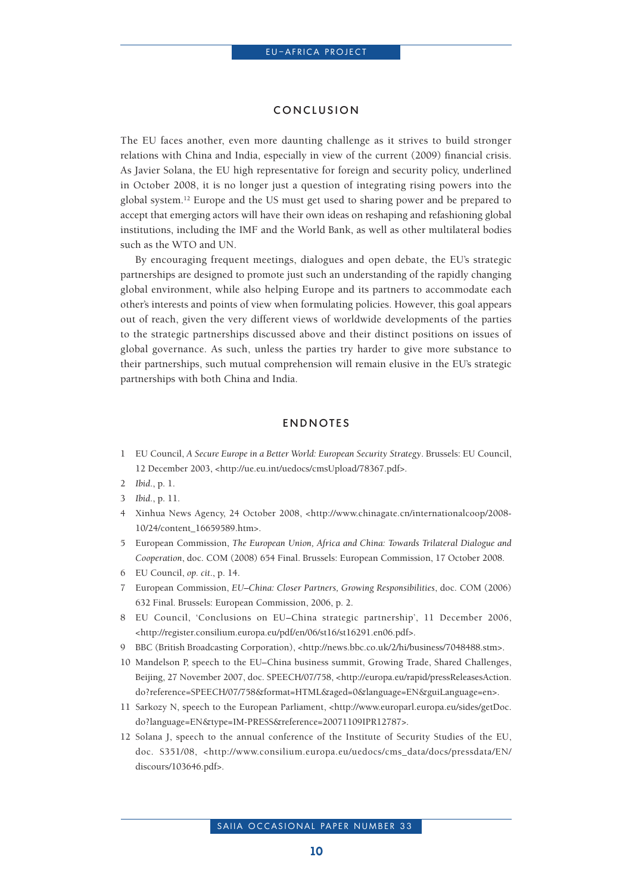## CONCLUSION

The EU faces another, even more daunting challenge as it strives to build stronger relations with China and India, especially in view of the current (2009) financial crisis. As Javier Solana, the EU high representative for foreign and security policy, underlined in October 2008, it is no longer just a question of integrating rising powers into the global system.[12] Europe and the US must get used to sharing power and be prepared to accept that emerging actors will have their own ideas on reshaping and refashioning global institutions, including the IMF and the World Bank, as well as other multilateral bodies such as the WTO and UN.

By encouraging frequent meetings, dialogues and open debate, the EU's strategic partnerships are designed to promote just such an understanding of the rapidly changing global environment, while also helping Europe and its partners to accommodate each other's interests and points of view when formulating policies. However, this goal appears out of reach, given the very different views of worldwide developments of the parties to the strategic partnerships discussed above and their distinct positions on issues of global governance. As such, unless the parties try harder to give more substance to their partnerships, such mutual comprehension will remain elusive in the EU's strategic partnerships with both China and India.

## ENDNOTES

1. EU Council, *A Secure Europe in a Better World: European Security Strategy*. Brussels: EU Council, 12 December 2003, <http://ue.eu.int/uedocs/cmsUpload/78367.pdf>.
2. *Ibid.*, p. 1.
3. *Ibid.*, p. 11.
4. Xinhua News Agency, 24 October 2008, <http://www.chinagate.cn/internationalcoop/2008-10/24/content_16659589.htm>.
5. European Commission, *The European Union, Africa and China: Towards Trilateral Dialogue and Cooperation*, doc. COM (2008) 654 Final. Brussels: European Commission, 17 October 2008.
6. EU Council, *op. cit.*, p. 14.
7. European Commission, *EU–China: Closer Partners, Growing Responsibilities*, doc. COM (2006) 632 Final. Brussels: European Commission, 2006, p. 2.
8. EU Council, 'Conclusions on EU–China strategic partnership', 11 December 2006, <http://register.consilium.europa.eu/pdf/en/06/st16/st16291.en06.pdf>.
9. BBC (British Broadcasting Corporation), <http://news.bbc.co.uk/2/hi/business/7048488.stm>.
10. Mandelson P, speech to the EU–China business summit, Growing Trade, Shared Challenges, Beijing, 27 November 2007, doc. SPEECH/07/758, <http://europa.eu/rapid/pressReleasesAction.do?reference=SPEECH/07/758&format=HTML&aged=0&language=EN&guiLanguage=en>.
11. Sarkozy N, speech to the European Parliament, <http://www.europarl.europa.eu/sides/getDoc.do?language=EN&type=IM-PRESS&reference=20071109IPR12787>.
12. Solana J, speech to the annual conference of the Institute of Security Studies of the EU, doc. S351/08, <http://www.consilium.europa.eu/uedocs/cms_data/docs/pressdata/EN/discours/103646.pdf>.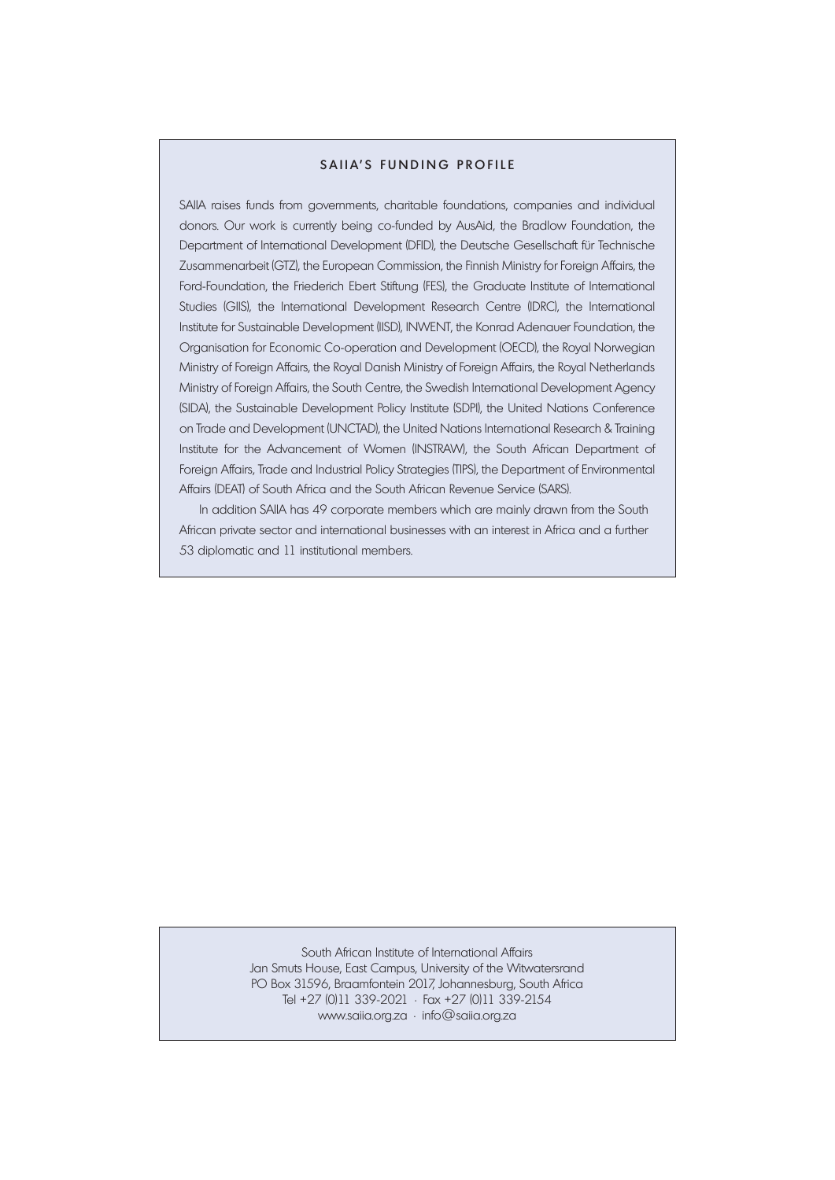## SAIIA'S FUNDING PROFILE

SAIIA raises funds from governments, charitable foundations, companies and individual donors. Our work is currently being co-funded by AusAid, the Bradlow Foundation, the Department of International Development (DFID), the Deutsche Gesellschaft für Technische Zusammenarbeit (GTZ), the European Commission, the Finnish Ministry for Foreign Affairs, the Ford-Foundation, the Friederich Ebert Stiftung (FES), the Graduate Institute of International Studies (GIIS), the International Development Research Centre (IDRC), the International Institute for Sustainable Development (IISD), INWENT, the Konrad Adenauer Foundation, the Organisation for Economic Co-operation and Development (OECD), the Royal Norwegian Ministry of Foreign Affairs, the Royal Danish Ministry of Foreign Affairs, the Royal Netherlands Ministry of Foreign Affairs, the South Centre, the Swedish International Development Agency (SIDA), the Sustainable Development Policy Institute (SDPI), the United Nations Conference on Trade and Development (UNCTAD), the United Nations International Research & Training Institute for the Advancement of Women (INSTRAW), the South African Department of Foreign Affairs, Trade and Industrial Policy Strategies (TIPS), the Department of Environmental Affairs (DEAT) of South Africa and the South African Revenue Service (SARS).

In addition SAIIA has 49 corporate members which are mainly drawn from the South African private sector and international businesses with an interest in Africa and a further 53 diplomatic and 11 institutional members.

South African Institute of International Affairs
Jan Smuts House, East Campus, University of the Witwatersrand
PO Box 31596, Braamfontein 2017, Johannesburg, South Africa
Tel +27 (0)11 339-2021 · Fax +27 (0)11 339-2154
www.saiia.org.za · info@saiia.org.za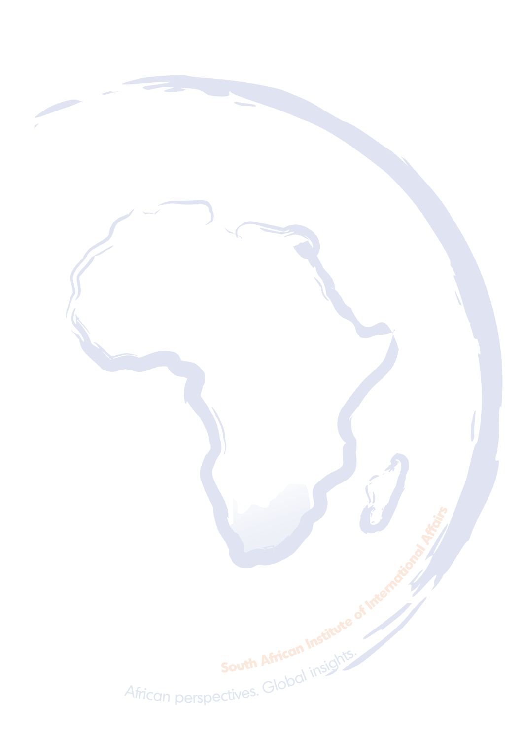South African Institute of International Affairs

African perspectives. Global insights.